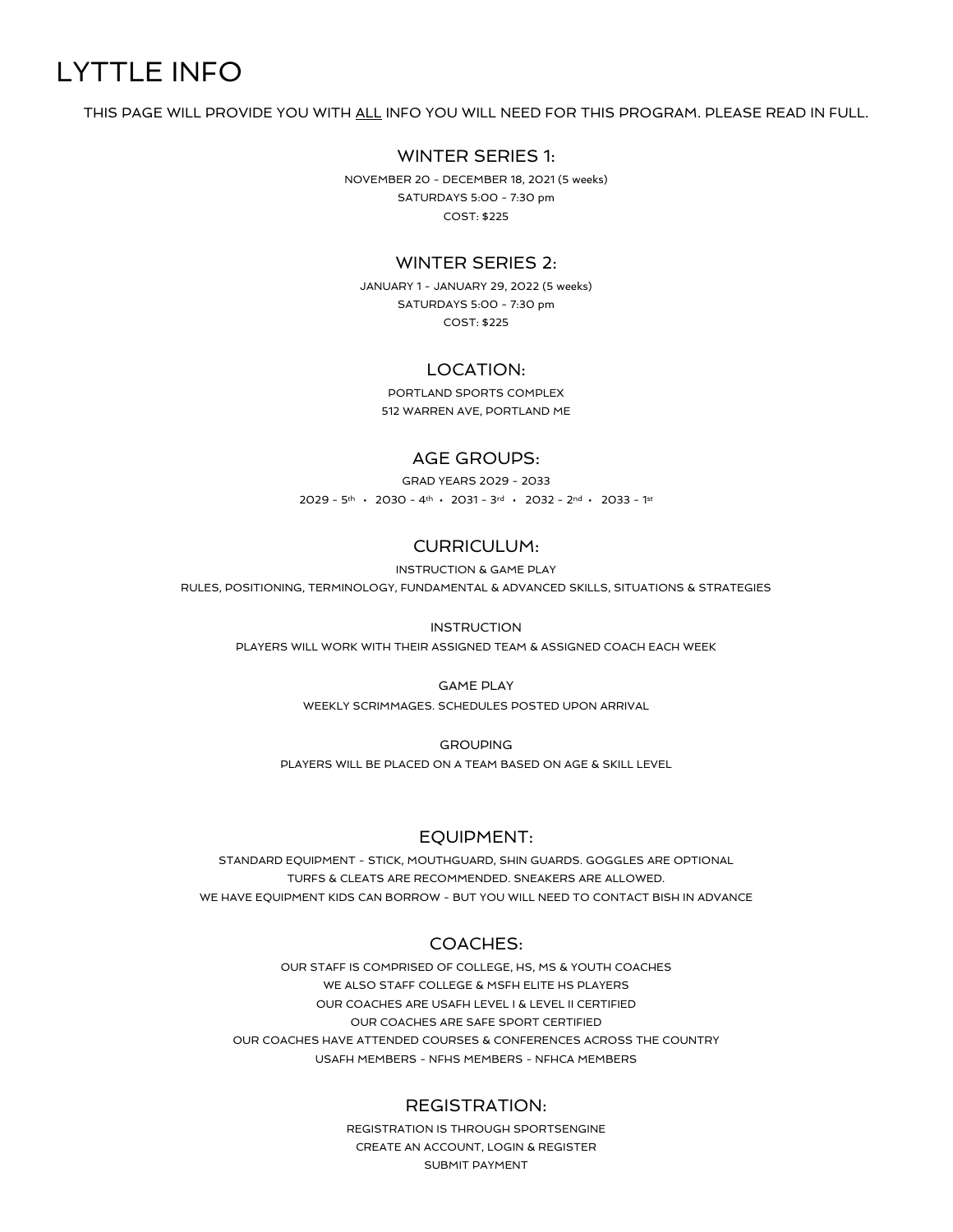# LYTTLE INFO

THIS PAGE WILL PROVIDE YOU WITH ALL INFO YOU WILL NEED FOR THIS PROGRAM. PLEASE READ IN FULL.

## WINTER SERIES 1:

NOVEMBER 20 - DECEMBER 18, 2021 (5 weeks)
SATURDAYS 5:00 - 7:30 pm
COST: $225

## WINTER SERIES 2:

JANUARY 1 - JANUARY 29, 2022 (5 weeks)
SATURDAYS 5:00 - 7:30 pm
COST: $225

## LOCATION:

PORTLAND SPORTS COMPLEX
512 WARREN AVE, PORTLAND ME

## AGE GROUPS:

GRAD YEARS 2029 - 2033
2029 - 5th • 2030 - 4th • 2031 - 3rd • 2032 - 2nd • 2033 - 1st

## CURRICULUM:

INSTRUCTION & GAME PLAY
RULES, POSITIONING, TERMINOLOGY, FUNDAMENTAL & ADVANCED SKILLS, SITUATIONS & STRATEGIES

INSTRUCTION
PLAYERS WILL WORK WITH THEIR ASSIGNED TEAM & ASSIGNED COACH EACH WEEK

GAME PLAY
WEEKLY SCRIMMAGES. SCHEDULES POSTED UPON ARRIVAL

GROUPING
PLAYERS WILL BE PLACED ON A TEAM BASED ON AGE & SKILL LEVEL

## EQUIPMENT:

STANDARD EQUIPMENT - STICK, MOUTHGUARD, SHIN GUARDS. GOGGLES ARE OPTIONAL
TURFS & CLEATS ARE RECOMMENDED. SNEAKERS ARE ALLOWED.
WE HAVE EQUIPMENT KIDS CAN BORROW - BUT YOU WILL NEED TO CONTACT BISH IN ADVANCE

## COACHES:

OUR STAFF IS COMPRISED OF COLLEGE, HS, MS & YOUTH COACHES
WE ALSO STAFF COLLEGE & MSFH ELITE HS PLAYERS
OUR COACHES ARE USAFH LEVEL I & LEVEL II CERTIFIED
OUR COACHES ARE SAFE SPORT CERTIFIED
OUR COACHES HAVE ATTENDED COURSES & CONFERENCES ACROSS THE COUNTRY
USAFH MEMBERS - NFHS MEMBERS - NFHCA MEMBERS

## REGISTRATION:

REGISTRATION IS THROUGH SPORTSENGINE
CREATE AN ACCOUNT, LOGIN & REGISTER
SUBMIT PAYMENT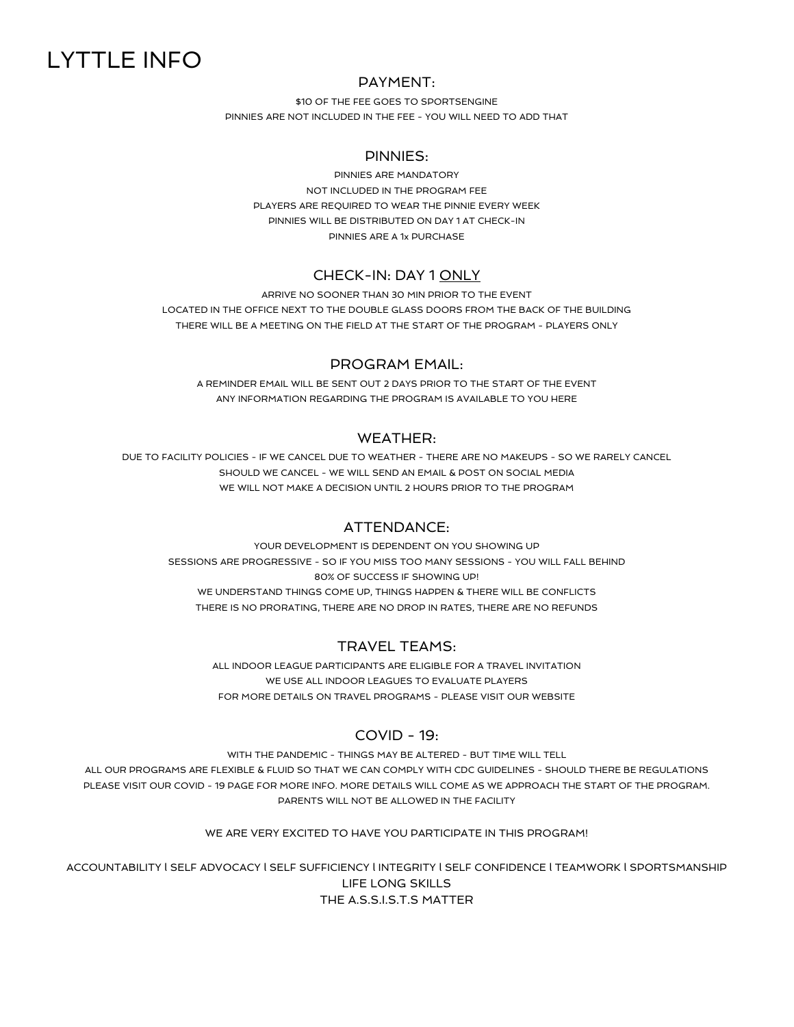# LYTTLE INFO

## PAYMENT:

$10 OF THE FEE GOES TO SPORTSENGINE
PINNIES ARE NOT INCLUDED IN THE FEE - YOU WILL NEED TO ADD THAT

## PINNIES:

PINNIES ARE MANDATORY
NOT INCLUDED IN THE PROGRAM FEE
PLAYERS ARE REQUIRED TO WEAR THE PINNIE EVERY WEEK
PINNIES WILL BE DISTRIBUTED ON DAY 1 AT CHECK-IN
PINNIES ARE A 1x PURCHASE

## CHECK-IN: DAY 1 ONLY

ARRIVE NO SOONER THAN 30 MIN PRIOR TO THE EVENT
LOCATED IN THE OFFICE NEXT TO THE DOUBLE GLASS DOORS FROM THE BACK OF THE BUILDING
THERE WILL BE A MEETING ON THE FIELD AT THE START OF THE PROGRAM - PLAYERS ONLY

## PROGRAM EMAIL:

A REMINDER EMAIL WILL BE SENT OUT 2 DAYS PRIOR TO THE START OF THE EVENT
ANY INFORMATION REGARDING THE PROGRAM IS AVAILABLE TO YOU HERE

## WEATHER:

DUE TO FACILITY POLICIES - IF WE CANCEL DUE TO WEATHER - THERE ARE NO MAKEUPS - SO WE RARELY CANCEL
SHOULD WE CANCEL - WE WILL SEND AN EMAIL & POST ON SOCIAL MEDIA
WE WILL NOT MAKE A DECISION UNTIL 2 HOURS PRIOR TO THE PROGRAM

## ATTENDANCE:

YOUR DEVELOPMENT IS DEPENDENT ON YOU SHOWING UP
SESSIONS ARE PROGRESSIVE - SO IF YOU MISS TOO MANY SESSIONS - YOU WILL FALL BEHIND
80% OF SUCCESS IF SHOWING UP!
WE UNDERSTAND THINGS COME UP, THINGS HAPPEN & THERE WILL BE CONFLICTS
THERE IS NO PRORATING, THERE ARE NO DROP IN RATES, THERE ARE NO REFUNDS

## TRAVEL TEAMS:

ALL INDOOR LEAGUE PARTICIPANTS ARE ELIGIBLE FOR A TRAVEL INVITATION
WE USE ALL INDOOR LEAGUES TO EVALUATE PLAYERS
FOR MORE DETAILS ON TRAVEL PROGRAMS - PLEASE VISIT OUR WEBSITE

## COVID - 19:

WITH THE PANDEMIC - THINGS MAY BE ALTERED - BUT TIME WILL TELL
ALL OUR PROGRAMS ARE FLEXIBLE & FLUID SO THAT WE CAN COMPLY WITH CDC GUIDELINES - SHOULD THERE BE REGULATIONS
PLEASE VISIT OUR COVID - 19 PAGE FOR MORE INFO. MORE DETAILS WILL COME AS WE APPROACH THE START OF THE PROGRAM.
PARENTS WILL NOT BE ALLOWED IN THE FACILITY

WE ARE VERY EXCITED TO HAVE YOU PARTICIPATE IN THIS PROGRAM!

ACCOUNTABILITY l SELF ADVOCACY l SELF SUFFICIENCY l INTEGRITY l SELF CONFIDENCE l TEAMWORK l SPORTSMANSHIP
LIFE LONG SKILLS
THE A.S.S.I.S.T.S MATTER